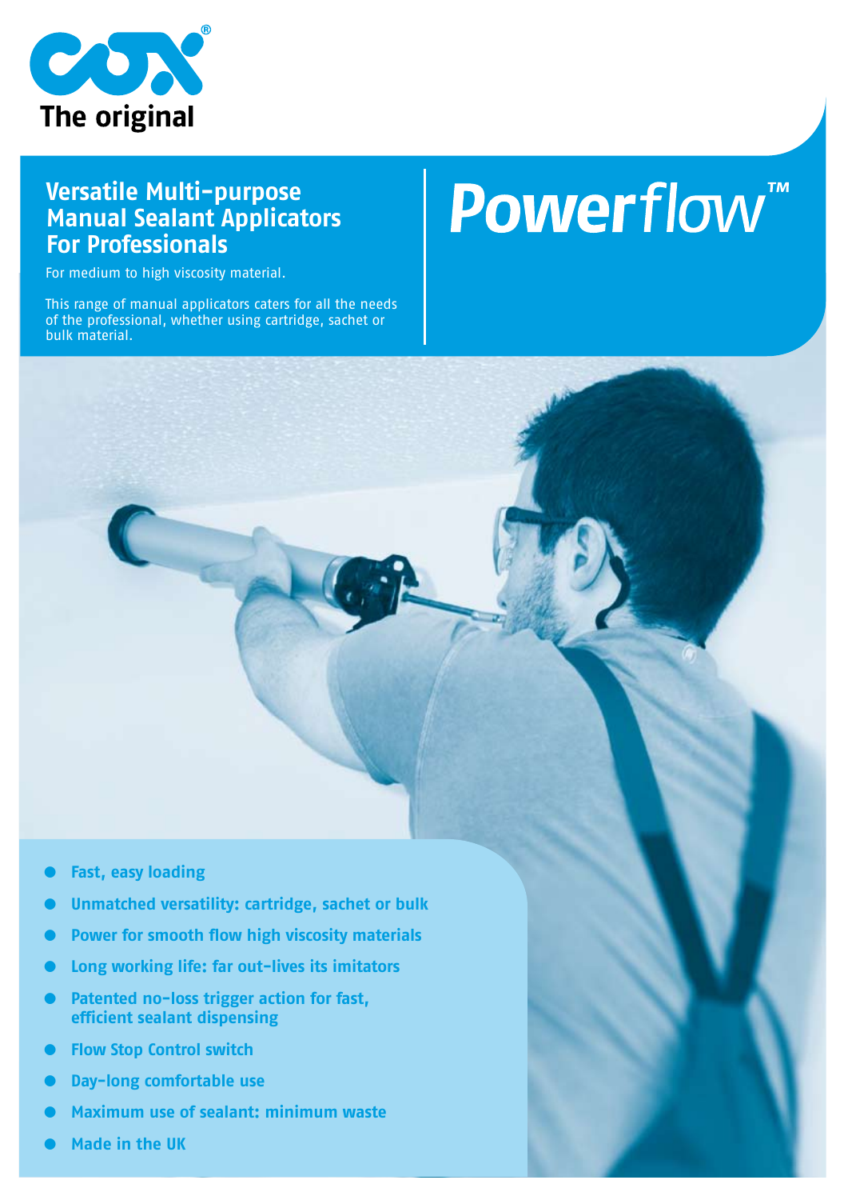COX The original

# Powerflow™

## Versatile Multi-purpose Manual Sealant Applicators For Professionals

For medium to high viscosity material.

This range of manual applicators caters for all the needs of the professional, whether using cartridge, sachet or bulk material.

- **Fast, easy loading**
- **Unmatched versatility: cartridge, sachet or bulk**
- **Power for smooth flow high viscosity materials**
- **Long working life: far out-lives its imitators**
- **Patented no-loss trigger action for fast, efficient sealant dispensing**
- **Flow Stop Control switch**
- **Day-long comfortable use**
- **Maximum use of sealant: minimum waste**
- **Made in the UK**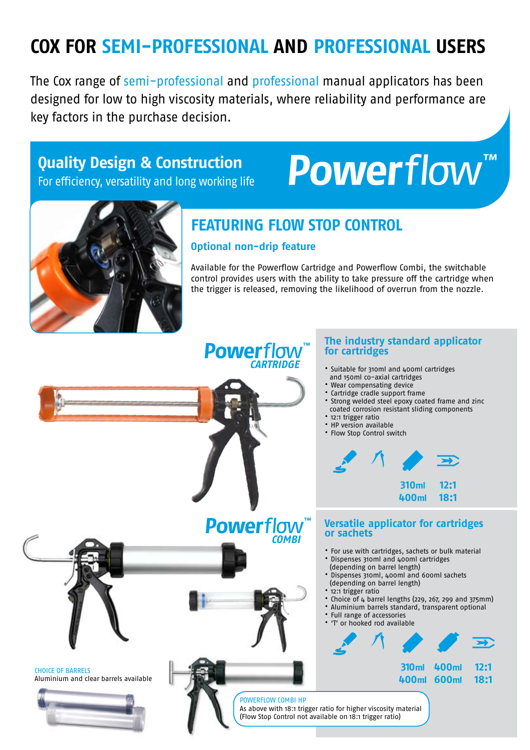# COX FOR SEMI-PROFESSIONAL AND PROFESSIONAL USERS

The Cox range of semi-professional and professional manual applicators has been designed for low to high viscosity materials, where reliability and performance are key factors in the purchase decision.

## Quality Design & Construction

For efficiency, versatility and long working life

# Powerflow™

## FEATURING FLOW STOP CONTROL

### Optional non-drip feature

Available for the Powerflow Cartridge and Powerflow Combi, the switchable control provides users with the ability to take pressure off the cartridge when the trigger is released, removing the likelihood of overrun from the nozzle.

## Powerflow™ CARTRIDGE

### The industry standard applicator for cartridges

- Suitable for 310ml and 400ml cartridges and 150ml co-axial cartridges
- Wear compensating device
- Cartridge cradle support frame
- Strong welded steel epoxy coated frame and zinc coated corrosion resistant sliding components
- 12:1 trigger ratio
- HP version available
- Flow Stop Control switch

310ml 400ml | 12:1 18:1

## Powerflow™ COMBI

### Versatile applicator for cartridges or sachets

- For use with cartridges, sachets or bulk material
- Dispenses 310ml and 400ml cartridges (depending on barrel length)
- Dispenses 310ml, 400ml and 600ml sachets (depending on barrel length)
- 12:1 trigger ratio
- Choice of 4 barrel lengths (229, 267, 299 and 375mm)
- Aluminium barrels standard, transparent optional
- Full range of accessories
- 'T' or hooked rod available

310ml 400ml | 400ml 600ml | 12:1 18:1

CHOICE OF BARRELS
Aluminium and clear barrels available

POWERFLOW COMBI HP
As above with 18:1 trigger ratio for higher viscosity material (Flow Stop Control not available on 18:1 trigger ratio)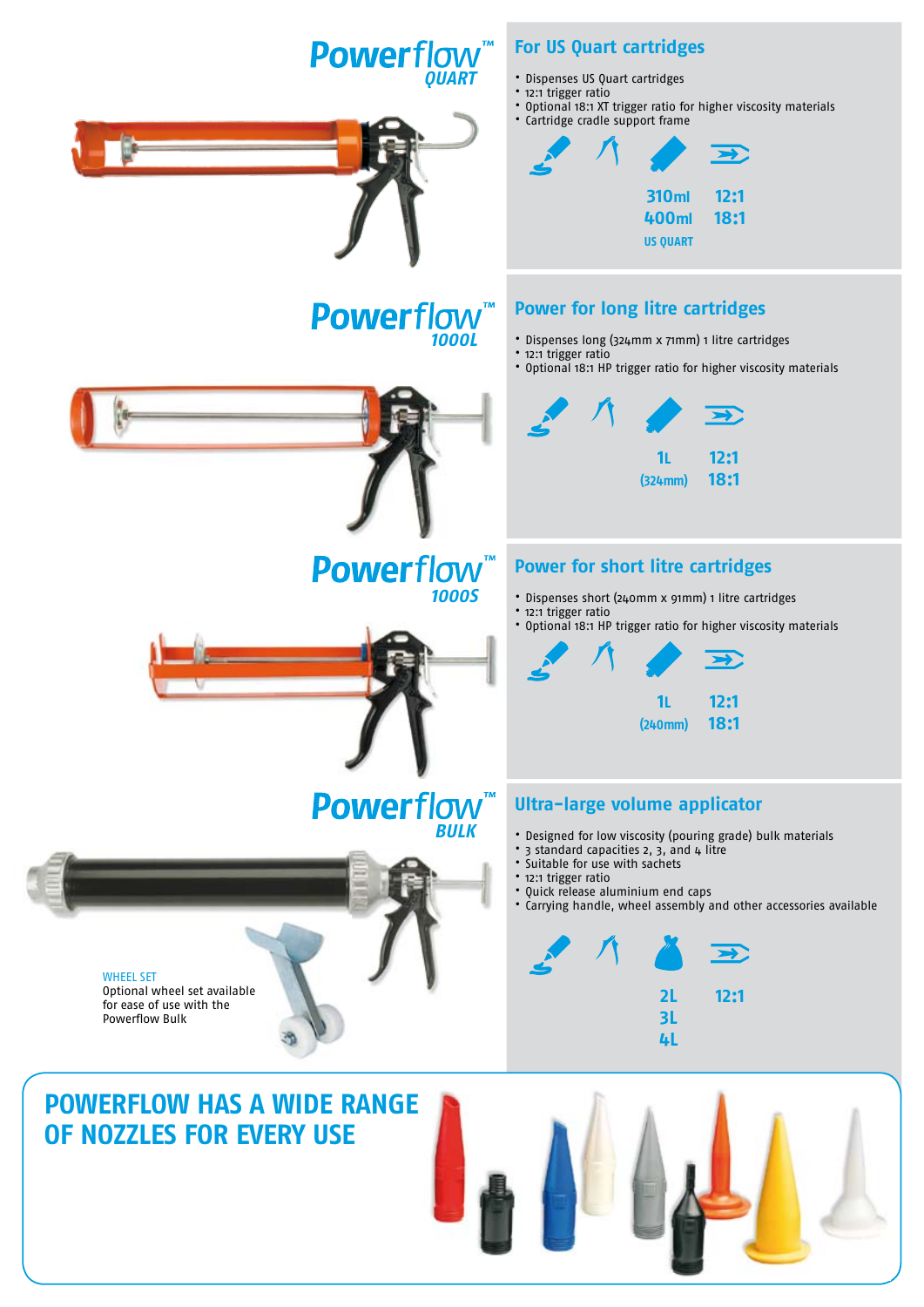## Powerflow™ QUART

### For US Quart cartridges

- Dispenses US Quart cartridges
- 12:1 trigger ratio
- Optional 18:1 XT trigger ratio for higher viscosity materials
- Cartridge cradle support frame

310ml 12:1
400ml 18:1
US QUART

## Powerflow™ 1000L

### Power for long litre cartridges

- Dispenses long (324mm x 71mm) 1 litre cartridges
- 12:1 trigger ratio
- Optional 18:1 HP trigger ratio for higher viscosity materials

1L 12:1
(324mm) 18:1

## Powerflow™ 1000S

### Power for short litre cartridges

- Dispenses short (240mm x 91mm) 1 litre cartridges
- 12:1 trigger ratio
- Optional 18:1 HP trigger ratio for higher viscosity materials

1L 12:1
(240mm) 18:1

## Powerflow™ BULK

### Ultra-large volume applicator

- Designed for low viscosity (pouring grade) bulk materials
- 3 standard capacities 2, 3, and 4 litre
- Suitable for use with sachets
- 12:1 trigger ratio
- Quick release aluminium end caps
- Carrying handle, wheel assembly and other accessories available

2L 12:1
3L
4L

WHEEL SET
Optional wheel set available for ease of use with the Powerflow Bulk

## POWERFLOW HAS A WIDE RANGE OF NOZZLES FOR EVERY USE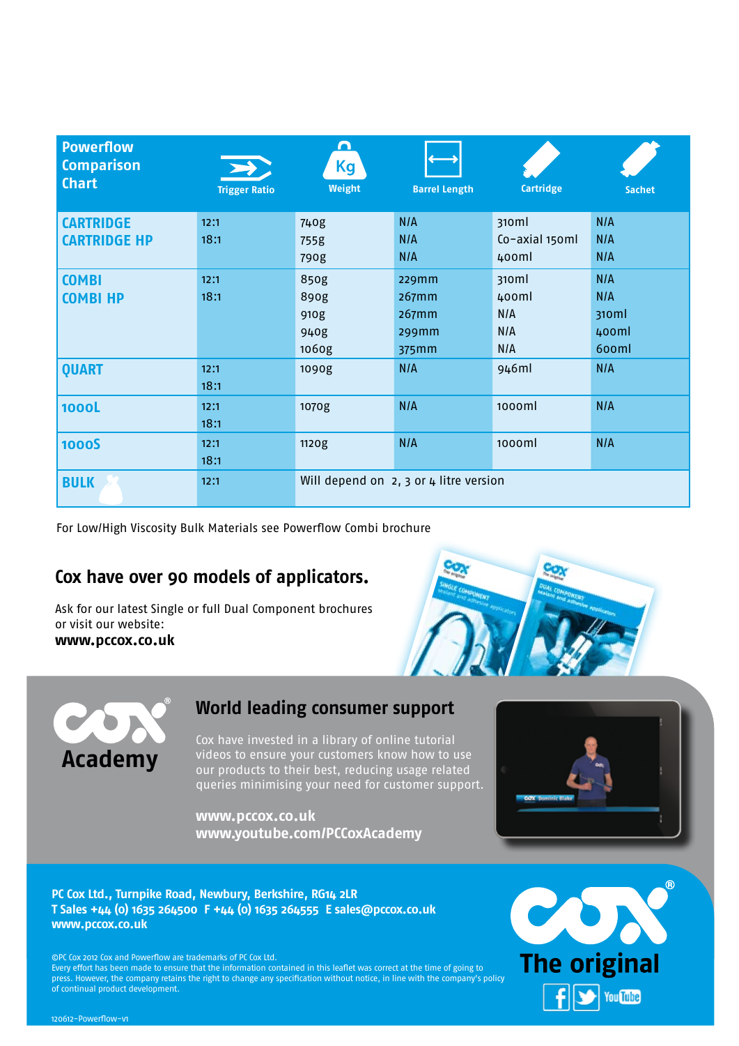| Powerflow Comparison Chart | Trigger Ratio | Weight | Barrel Length | Cartridge | Sachet |
|---|---|---|---|---|---|
| **CARTRIDGE** | 12:1 | 740g | N/A | 310ml | N/A |
| **CARTRIDGE HP** | 18:1 | 755g | N/A | Co-axial 150ml | N/A |
| | | 790g | N/A | 400ml | N/A |
| **COMBI** | 12:1 | 850g | 229mm | 310ml | N/A |
| **COMBI HP** | 18:1 | 890g | 267mm | 400ml | N/A |
| | | 910g | 267mm | N/A | 310ml |
| | | 940g | 299mm | N/A | 400ml |
| | | 1060g | 375mm | N/A | 600ml |
| **QUART** | 12:1<br>18:1 | 1090g | N/A | 946ml | N/A |
| **1000L** | 12:1<br>18:1 | 1070g | N/A | 1000ml | N/A |
| **1000S** | 12:1<br>18:1 | 1120g | N/A | 1000ml | N/A |
| **BULK** | 12:1 | Will depend on 2, 3 or 4 litre version | | | |

For Low/High Viscosity Bulk Materials see Powerflow Combi brochure

## Cox have over 90 models of applicators.

Ask for our latest Single or full Dual Component brochures or visit our website:
**www.pccox.co.uk**

COX Academy

## World leading consumer support

Cox have invested in a library of online tutorial videos to ensure your customers know how to use our products to their best, reducing usage related queries minimising your need for customer support.

**www.pccox.co.uk**
**www.youtube.com/PCCoxAcademy**

**PC Cox Ltd., Turnpike Road, Newbury, Berkshire, RG14 2LR**
**T Sales +44 (0) 1635 264500 F +44 (0) 1635 264555 E sales@pccox.co.uk**
**www.pccox.co.uk**

©PC Cox 2012 Cox and Powerflow are trademarks of PC Cox Ltd.
Every effort has been made to ensure that the information contained in this leaflet was correct at the time of going to press. However, the company retains the right to change any specification without notice, in line with the company's policy of continual product development.

COX The original

120612-Powerflow-v1